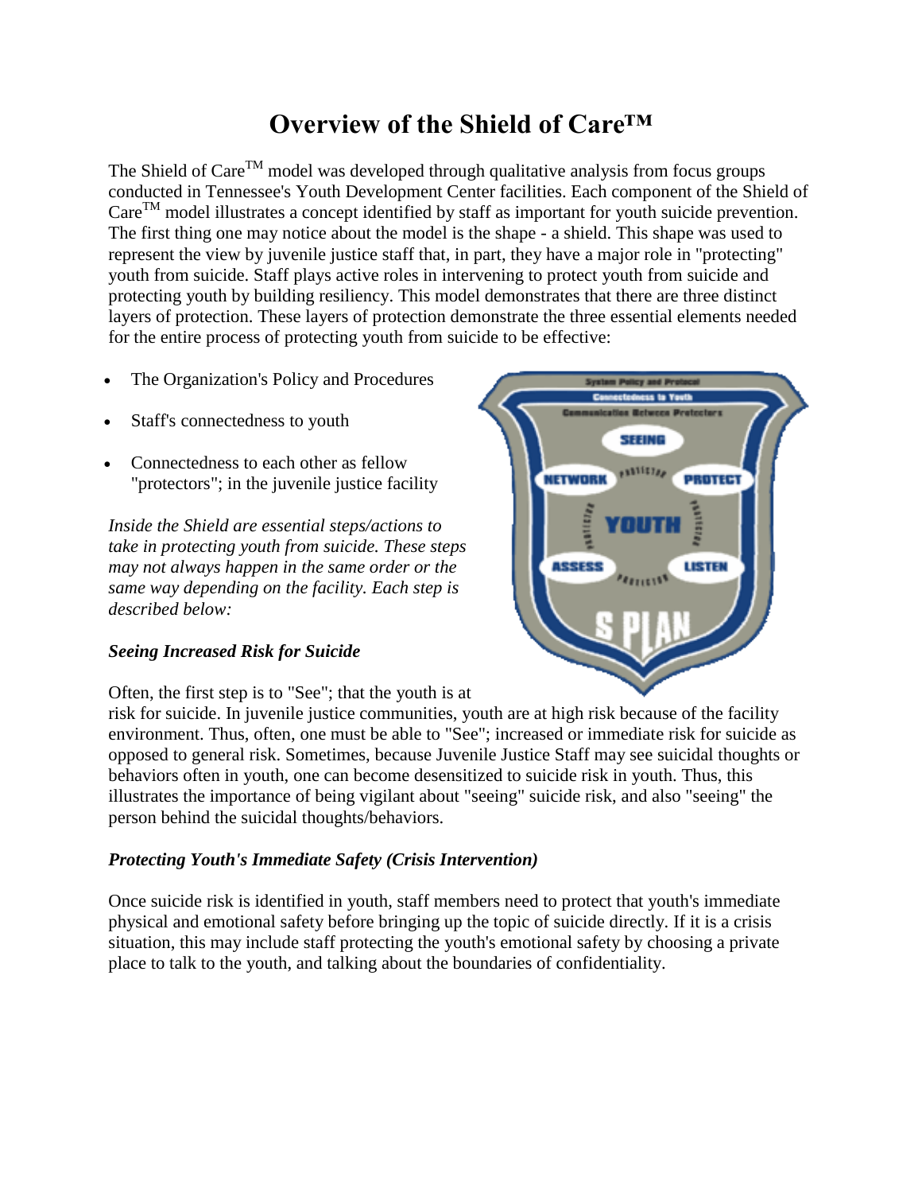# Overview of the Shield of Care™

The Shield of Care™ model was developed through qualitative analysis from focus groups conducted in Tennessee's Youth Development Center facilities. Each component of the Shield of Care™ model illustrates a concept identified by staff as important for youth suicide prevention. The first thing one may notice about the model is the shape - a shield. This shape was used to represent the view by juvenile justice staff that, in part, they have a major role in "protecting" youth from suicide. Staff plays active roles in intervening to protect youth from suicide and protecting youth by building resiliency. This model demonstrates that there are three distinct layers of protection. These layers of protection demonstrate the three essential elements needed for the entire process of protecting youth from suicide to be effective:

- The Organization's Policy and Procedures
- Staff's connectedness to youth
- Connectedness to each other as fellow "protectors"; in the juvenile justice facility

*Inside the Shield are essential steps/actions to take in protecting youth from suicide. These steps may not always happen in the same order or the same way depending on the facility. Each step is described below:*

### *Seeing Increased Risk for Suicide*

Often, the first step is to "See"; that the youth is at risk for suicide. In juvenile justice communities, youth are at high risk because of the facility environment. Thus, often, one must be able to "See"; increased or immediate risk for suicide as opposed to general risk. Sometimes, because Juvenile Justice Staff may see suicidal thoughts or behaviors often in youth, one can become desensitized to suicide risk in youth. Thus, this illustrates the importance of being vigilant about "seeing" suicide risk, and also "seeing" the person behind the suicidal thoughts/behaviors.

### *Protecting Youth's Immediate Safety (Crisis Intervention)*

Once suicide risk is identified in youth, staff members need to protect that youth's immediate physical and emotional safety before bringing up the topic of suicide directly. If it is a crisis situation, this may include staff protecting the youth's emotional safety by choosing a private place to talk to the youth, and talking about the boundaries of confidentiality.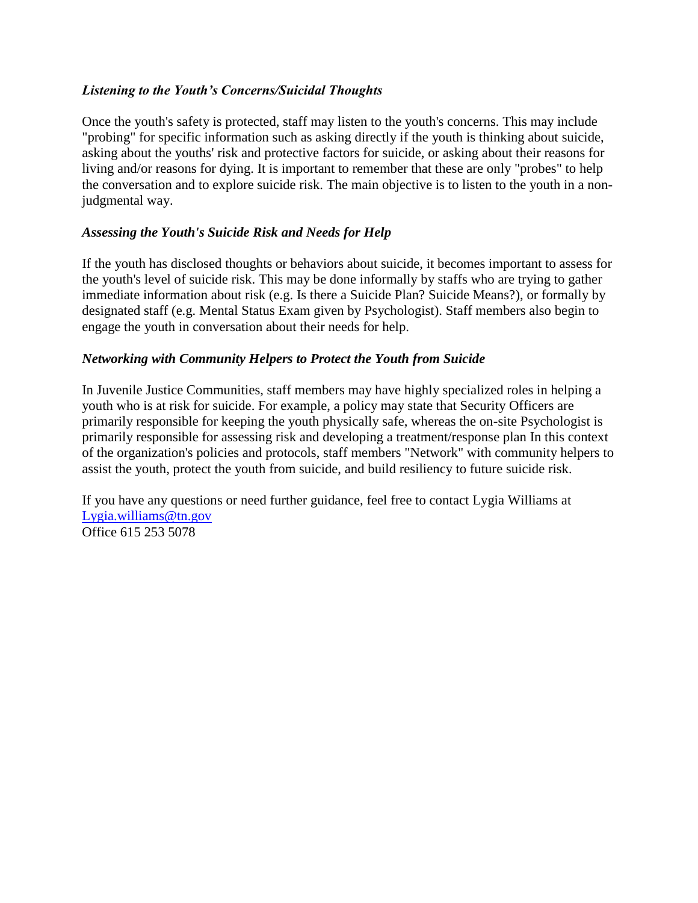*Listening to the Youth's Concerns/Suicidal Thoughts*

Once the youth's safety is protected, staff may listen to the youth's concerns. This may include "probing" for specific information such as asking directly if the youth is thinking about suicide, asking about the youths' risk and protective factors for suicide, or asking about their reasons for living and/or reasons for dying. It is important to remember that these are only "probes" to help the conversation and to explore suicide risk. The main objective is to listen to the youth in a non-judgmental way.

*Assessing the Youth's Suicide Risk and Needs for Help*

If the youth has disclosed thoughts or behaviors about suicide, it becomes important to assess for the youth's level of suicide risk. This may be done informally by staffs who are trying to gather immediate information about risk (e.g. Is there a Suicide Plan? Suicide Means?), or formally by designated staff (e.g. Mental Status Exam given by Psychologist). Staff members also begin to engage the youth in conversation about their needs for help.

*Networking with Community Helpers to Protect the Youth from Suicide*

In Juvenile Justice Communities, staff members may have highly specialized roles in helping a youth who is at risk for suicide. For example, a policy may state that Security Officers are primarily responsible for keeping the youth physically safe, whereas the on-site Psychologist is primarily responsible for assessing risk and developing a treatment/response plan In this context of the organization's policies and protocols, staff members "Network" with community helpers to assist the youth, protect the youth from suicide, and build resiliency to future suicide risk.

If you have any questions or need further guidance, feel free to contact Lygia Williams at
[Lygia.williams@tn.gov](mailto:Lygia.williams@tn.gov)
Office 615 253 5078